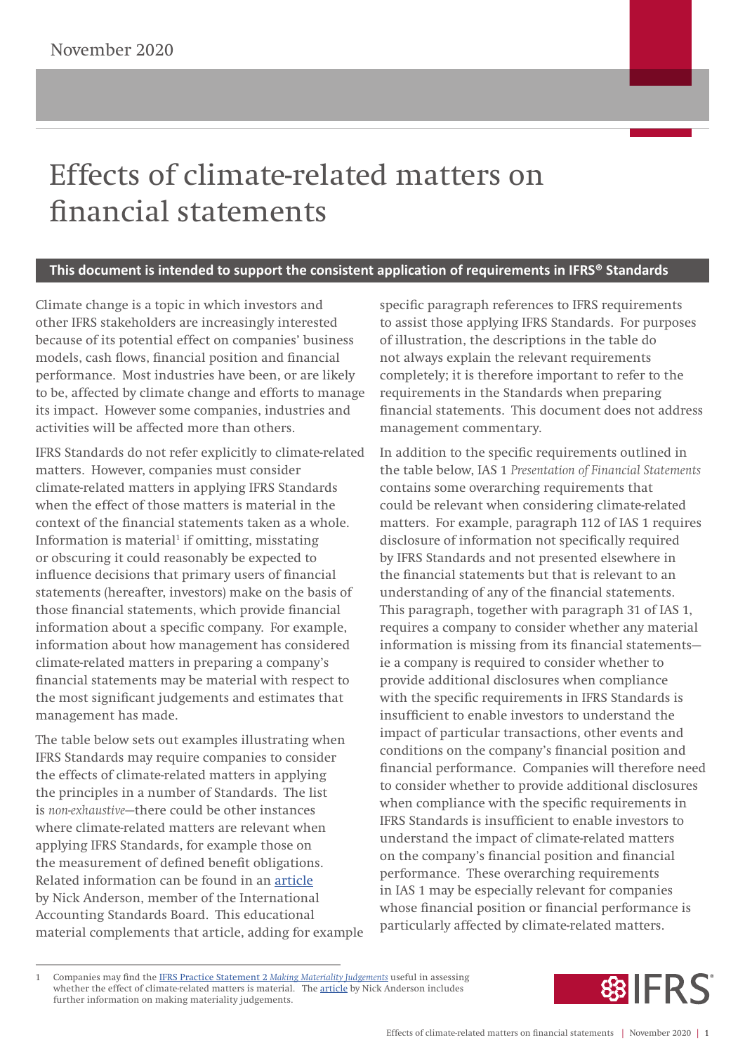November 2020

# Effects of climate-related matters on financial statements

**This document is intended to support the consistent application of requirements in IFRS® Standards**

Climate change is a topic in which investors and other IFRS stakeholders are increasingly interested because of its potential effect on companies' business models, cash flows, financial position and financial performance. Most industries have been, or are likely to be, affected by climate change and efforts to manage its impact. However some companies, industries and activities will be affected more than others.

IFRS Standards do not refer explicitly to climate-related matters. However, companies must consider climate-related matters in applying IFRS Standards when the effect of those matters is material in the context of the financial statements taken as a whole. Information is material[1] if omitting, misstating or obscuring it could reasonably be expected to influence decisions that primary users of financial statements (hereafter, investors) make on the basis of those financial statements, which provide financial information about a specific company. For example, information about how management has considered climate-related matters in preparing a company's financial statements may be material with respect to the most significant judgements and estimates that management has made.

The table below sets out examples illustrating when IFRS Standards may require companies to consider the effects of climate-related matters in applying the principles in a number of Standards. The list is *non-exhaustive*—there could be other instances where climate-related matters are relevant when applying IFRS Standards, for example those on the measurement of defined benefit obligations. Related information can be found in an article by Nick Anderson, member of the International Accounting Standards Board. This educational material complements that article, adding for example specific paragraph references to IFRS requirements to assist those applying IFRS Standards. For purposes of illustration, the descriptions in the table do not always explain the relevant requirements completely; it is therefore important to refer to the requirements in the Standards when preparing financial statements. This document does not address management commentary.

In addition to the specific requirements outlined in the table below, IAS 1 *Presentation of Financial Statements* contains some overarching requirements that could be relevant when considering climate-related matters. For example, paragraph 112 of IAS 1 requires disclosure of information not specifically required by IFRS Standards and not presented elsewhere in the financial statements but that is relevant to an understanding of any of the financial statements. This paragraph, together with paragraph 31 of IAS 1, requires a company to consider whether any material information is missing from its financial statements—ie a company is required to consider whether to provide additional disclosures when compliance with the specific requirements in IFRS Standards is insufficient to enable investors to understand the impact of particular transactions, other events and conditions on the company's financial position and financial performance. Companies will therefore need to consider whether to provide additional disclosures when compliance with the specific requirements in IFRS Standards is insufficient to enable investors to understand the impact of climate-related matters on the company's financial position and financial performance. These overarching requirements in IAS 1 may be especially relevant for companies whose financial position or financial performance is particularly affected by climate-related matters.

---

1 Companies may find the IFRS Practice Statement 2 *Making Materiality Judgements* useful in assessing whether the effect of climate-related matters is material. The article by Nick Anderson includes further information on making materiality judgements.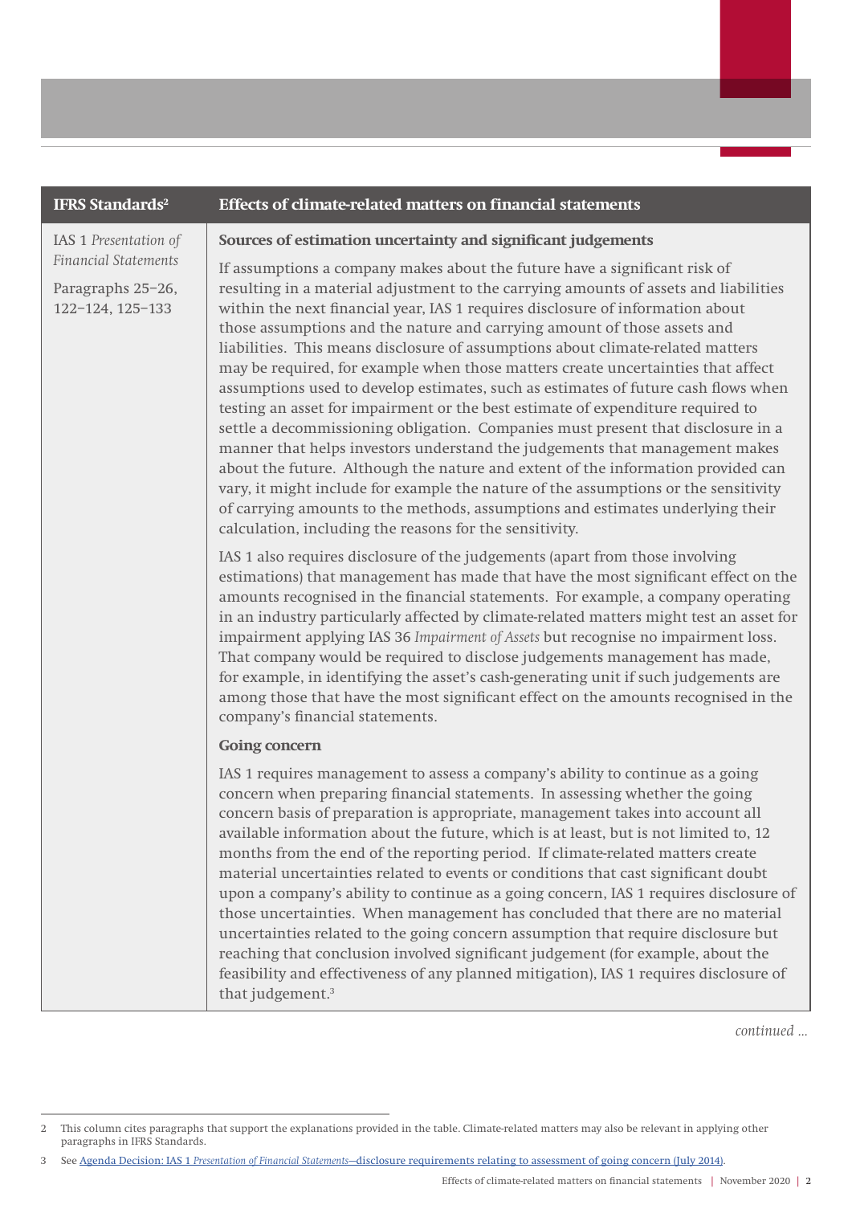| IFRS Standards[2] | Effects of climate-related matters on financial statements |
|---|---|
| IAS 1 *Presentation of Financial Statements*<br><br>Paragraphs 25–26, 122–124, 125–133 | **Sources of estimation uncertainty and significant judgements**<br><br>If assumptions a company makes about the future have a significant risk of resulting in a material adjustment to the carrying amounts of assets and liabilities within the next financial year, IAS 1 requires disclosure of information about those assumptions and the nature and carrying amount of those assets and liabilities. This means disclosure of assumptions about climate-related matters may be required, for example when those matters create uncertainties that affect assumptions used to develop estimates, such as estimates of future cash flows when testing an asset for impairment or the best estimate of expenditure required to settle a decommissioning obligation. Companies must present that disclosure in a manner that helps investors understand the judgements that management makes about the future. Although the nature and extent of the information provided can vary, it might include for example the nature of the assumptions or the sensitivity of carrying amounts to the methods, assumptions and estimates underlying their calculation, including the reasons for the sensitivity.<br><br>IAS 1 also requires disclosure of the judgements (apart from those involving estimations) that management has made that have the most significant effect on the amounts recognised in the financial statements. For example, a company operating in an industry particularly affected by climate-related matters might test an asset for impairment applying IAS 36 *Impairment of Assets* but recognise no impairment loss. That company would be required to disclose judgements management has made, for example, in identifying the asset's cash-generating unit if such judgements are among those that have the most significant effect on the amounts recognised in the company's financial statements.<br><br>**Going concern**<br><br>IAS 1 requires management to assess a company's ability to continue as a going concern when preparing financial statements. In assessing whether the going concern basis of preparation is appropriate, management takes into account all available information about the future, which is at least, but is not limited to, 12 months from the end of the reporting period. If climate-related matters create material uncertainties related to events or conditions that cast significant doubt upon a company's ability to continue as a going concern, IAS 1 requires disclosure of those uncertainties. When management has concluded that there are no material uncertainties related to the going concern assumption that require disclosure but reaching that conclusion involved significant judgement (for example, about the feasibility and effectiveness of any planned mitigation), IAS 1 requires disclosure of that judgement.[3] |

*continued ...*

2 This column cites paragraphs that support the explanations provided in the table. Climate-related matters may also be relevant in applying other paragraphs in IFRS Standards.

3 See Agenda Decision: IAS 1 *Presentation of Financial Statements*—disclosure requirements relating to assessment of going concern (July 2014).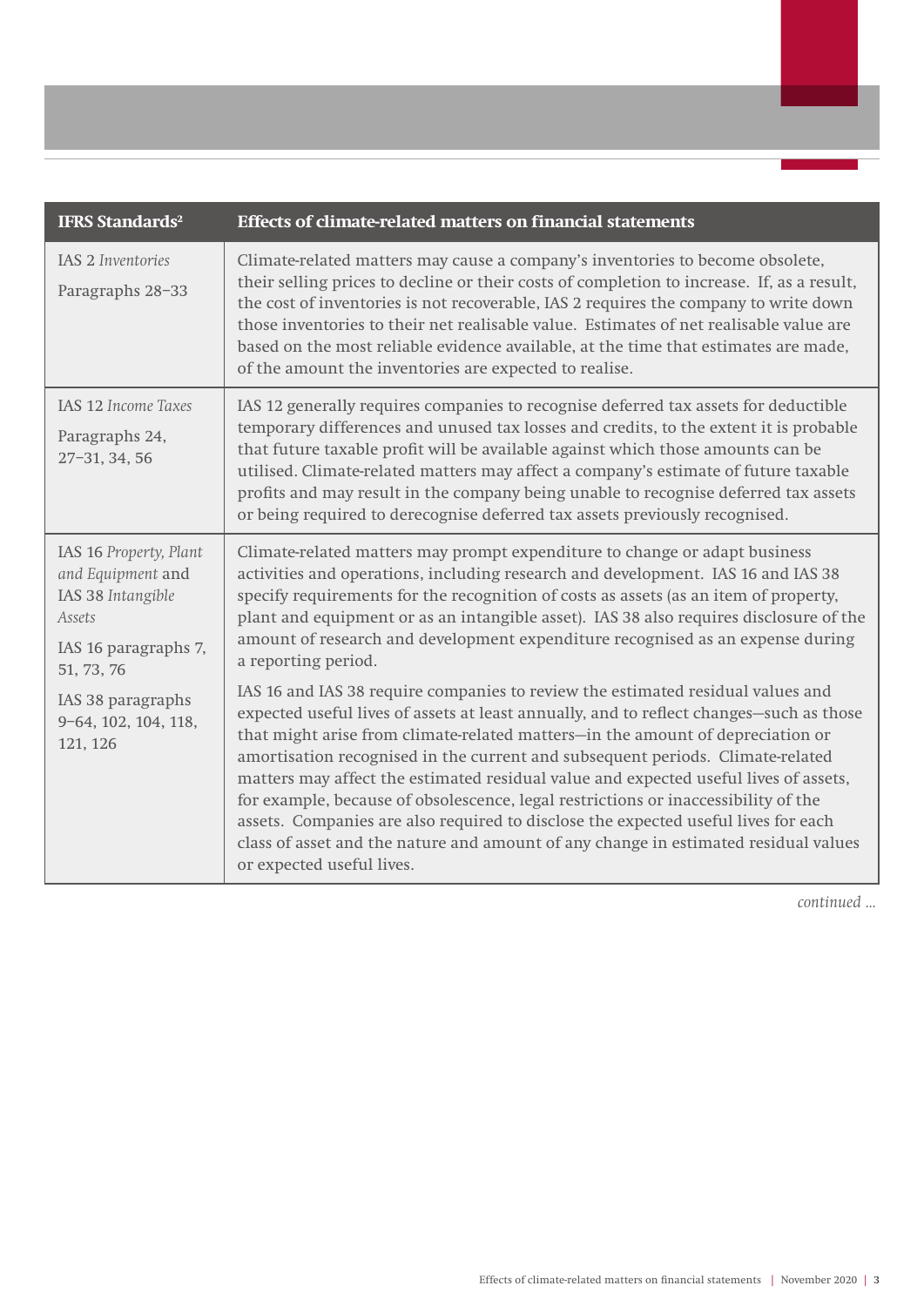| IFRS Standards[2] | Effects of climate-related matters on financial statements |
|---|---|
| IAS 2 *Inventories*<br><br>Paragraphs 28–33 | Climate-related matters may cause a company's inventories to become obsolete, their selling prices to decline or their costs of completion to increase. If, as a result, the cost of inventories is not recoverable, IAS 2 requires the company to write down those inventories to their net realisable value. Estimates of net realisable value are based on the most reliable evidence available, at the time that estimates are made, of the amount the inventories are expected to realise. |
| IAS 12 *Income Taxes*<br><br>Paragraphs 24, 27–31, 34, 56 | IAS 12 generally requires companies to recognise deferred tax assets for deductible temporary differences and unused tax losses and credits, to the extent it is probable that future taxable profit will be available against which those amounts can be utilised. Climate-related matters may affect a company's estimate of future taxable profits and may result in the company being unable to recognise deferred tax assets or being required to derecognise deferred tax assets previously recognised. |
| IAS 16 *Property, Plant and Equipment* and IAS 38 *Intangible Assets*<br><br>IAS 16 paragraphs 7, 51, 73, 76<br><br>IAS 38 paragraphs 9–64, 102, 104, 118, 121, 126 | Climate-related matters may prompt expenditure to change or adapt business activities and operations, including research and development. IAS 16 and IAS 38 specify requirements for the recognition of costs as assets (as an item of property, plant and equipment or as an intangible asset). IAS 38 also requires disclosure of the amount of research and development expenditure recognised as an expense during a reporting period.<br><br>IAS 16 and IAS 38 require companies to review the estimated residual values and expected useful lives of assets at least annually, and to reflect changes—such as those that might arise from climate-related matters—in the amount of depreciation or amortisation recognised in the current and subsequent periods. Climate-related matters may affect the estimated residual value and expected useful lives of assets, for example, because of obsolescence, legal restrictions or inaccessibility of the assets. Companies are also required to disclose the expected useful lives for each class of asset and the nature and amount of any change in estimated residual values or expected useful lives. |

*continued ...*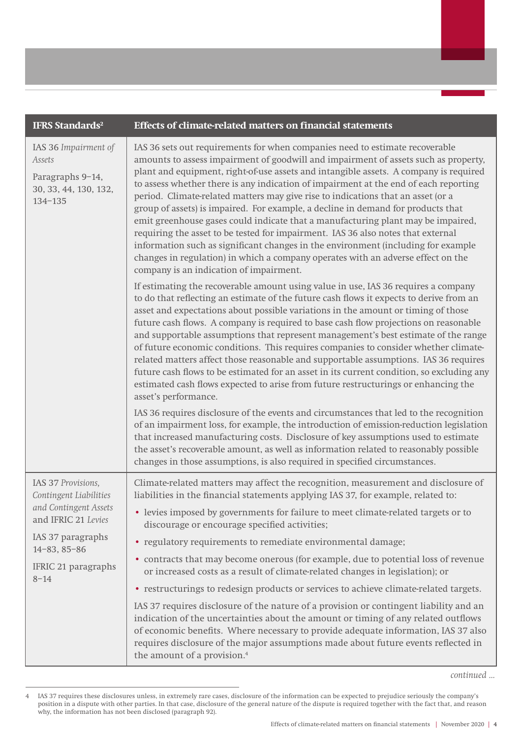| IFRS Standards[2] | Effects of climate-related matters on financial statements |
|---|---|
| IAS 36 *Impairment of Assets*<br><br>Paragraphs 9–14, 30, 33, 44, 130, 132, 134–135 | IAS 36 sets out requirements for when companies need to estimate recoverable amounts to assess impairment of goodwill and impairment of assets such as property, plant and equipment, right-of-use assets and intangible assets. A company is required to assess whether there is any indication of impairment at the end of each reporting period. Climate-related matters may give rise to indications that an asset (or a group of assets) is impaired. For example, a decline in demand for products that emit greenhouse gases could indicate that a manufacturing plant may be impaired, requiring the asset to be tested for impairment. IAS 36 also notes that external information such as significant changes in the environment (including for example changes in regulation) in which a company operates with an adverse effect on the company is an indication of impairment.<br><br>If estimating the recoverable amount using value in use, IAS 36 requires a company to do that reflecting an estimate of the future cash flows it expects to derive from an asset and expectations about possible variations in the amount or timing of those future cash flows. A company is required to base cash flow projections on reasonable and supportable assumptions that represent management's best estimate of the range of future economic conditions. This requires companies to consider whether climate-related matters affect those reasonable and supportable assumptions. IAS 36 requires future cash flows to be estimated for an asset in its current condition, so excluding any estimated cash flows expected to arise from future restructurings or enhancing the asset's performance.<br><br>IAS 36 requires disclosure of the events and circumstances that led to the recognition of an impairment loss, for example, the introduction of emission-reduction legislation that increased manufacturing costs. Disclosure of key assumptions used to estimate the asset's recoverable amount, as well as information related to reasonably possible changes in those assumptions, is also required in specified circumstances. |
| IAS 37 *Provisions, Contingent Liabilities and Contingent Assets* and IFRIC 21 *Levies*<br><br>IAS 37 paragraphs 14–83, 85–86<br><br>IFRIC 21 paragraphs 8–14 | Climate-related matters may affect the recognition, measurement and disclosure of liabilities in the financial statements applying IAS 37, for example, related to:<br>• levies imposed by governments for failure to meet climate-related targets or to discourage or encourage specified activities;<br>• regulatory requirements to remediate environmental damage;<br>• contracts that may become onerous (for example, due to potential loss of revenue or increased costs as a result of climate-related changes in legislation); or<br>• restructurings to redesign products or services to achieve climate-related targets.<br><br>IAS 37 requires disclosure of the nature of a provision or contingent liability and an indication of the uncertainties about the amount or timing of any related outflows of economic benefits. Where necessary to provide adequate information, IAS 37 also requires disclosure of the major assumptions made about future events reflected in the amount of a provision.[4] |

*continued ...*

4 IAS 37 requires these disclosures unless, in extremely rare cases, disclosure of the information can be expected to prejudice seriously the company's position in a dispute with other parties. In that case, disclosure of the general nature of the dispute is required together with the fact that, and reason why, the information has not been disclosed (paragraph 92).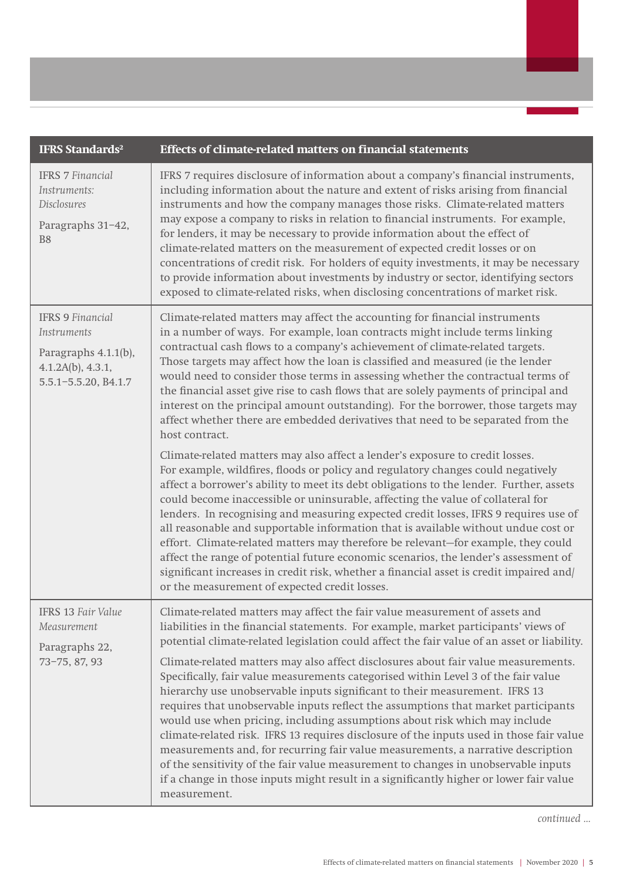| IFRS Standards[2] | Effects of climate-related matters on financial statements |
|---|---|
| IFRS 7 *Financial Instruments: Disclosures*<br><br>Paragraphs 31–42, B8 | IFRS 7 requires disclosure of information about a company's financial instruments, including information about the nature and extent of risks arising from financial instruments and how the company manages those risks. Climate-related matters may expose a company to risks in relation to financial instruments. For example, for lenders, it may be necessary to provide information about the effect of climate-related matters on the measurement of expected credit losses or on concentrations of credit risk. For holders of equity investments, it may be necessary to provide information about investments by industry or sector, identifying sectors exposed to climate-related risks, when disclosing concentrations of market risk. |
| IFRS 9 *Financial Instruments*<br><br>Paragraphs 4.1.1(b), 4.1.2A(b), 4.3.1, 5.5.1–5.5.20, B4.1.7 | Climate-related matters may affect the accounting for financial instruments in a number of ways. For example, loan contracts might include terms linking contractual cash flows to a company's achievement of climate-related targets. Those targets may affect how the loan is classified and measured (ie the lender would need to consider those terms in assessing whether the contractual terms of the financial asset give rise to cash flows that are solely payments of principal and interest on the principal amount outstanding). For the borrower, those targets may affect whether there are embedded derivatives that need to be separated from the host contract.<br><br>Climate-related matters may also affect a lender's exposure to credit losses. For example, wildfires, floods or policy and regulatory changes could negatively affect a borrower's ability to meet its debt obligations to the lender. Further, assets could become inaccessible or uninsurable, affecting the value of collateral for lenders. In recognising and measuring expected credit losses, IFRS 9 requires use of all reasonable and supportable information that is available without undue cost or effort. Climate-related matters may therefore be relevant—for example, they could affect the range of potential future economic scenarios, the lender's assessment of significant increases in credit risk, whether a financial asset is credit impaired and/or the measurement of expected credit losses. |
| IFRS 13 *Fair Value Measurement*<br><br>Paragraphs 22, 73–75, 87, 93 | Climate-related matters may affect the fair value measurement of assets and liabilities in the financial statements. For example, market participants' views of potential climate-related legislation could affect the fair value of an asset or liability.<br><br>Climate-related matters may also affect disclosures about fair value measurements. Specifically, fair value measurements categorised within Level 3 of the fair value hierarchy use unobservable inputs significant to their measurement. IFRS 13 requires that unobservable inputs reflect the assumptions that market participants would use when pricing, including assumptions about risk which may include climate-related risk. IFRS 13 requires disclosure of the inputs used in those fair value measurements and, for recurring fair value measurements, a narrative description of the sensitivity of the fair value measurement to changes in unobservable inputs if a change in those inputs might result in a significantly higher or lower fair value measurement. |

*continued ...*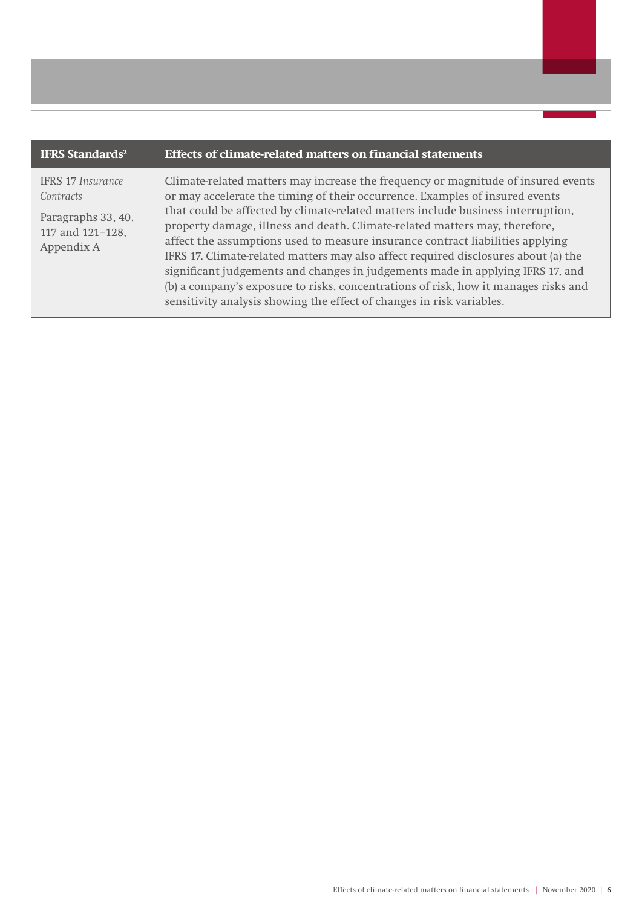| IFRS Standards[2] | Effects of climate-related matters on financial statements |
| --- | --- |
| IFRS 17 *Insurance Contracts*<br><br>Paragraphs 33, 40, 117 and 121–128, Appendix A | Climate-related matters may increase the frequency or magnitude of insured events or may accelerate the timing of their occurrence. Examples of insured events that could be affected by climate-related matters include business interruption, property damage, illness and death. Climate-related matters may, therefore, affect the assumptions used to measure insurance contract liabilities applying IFRS 17. Climate-related matters may also affect required disclosures about (a) the significant judgements and changes in judgements made in applying IFRS 17, and (b) a company's exposure to risks, concentrations of risk, how it manages risks and sensitivity analysis showing the effect of changes in risk variables. |